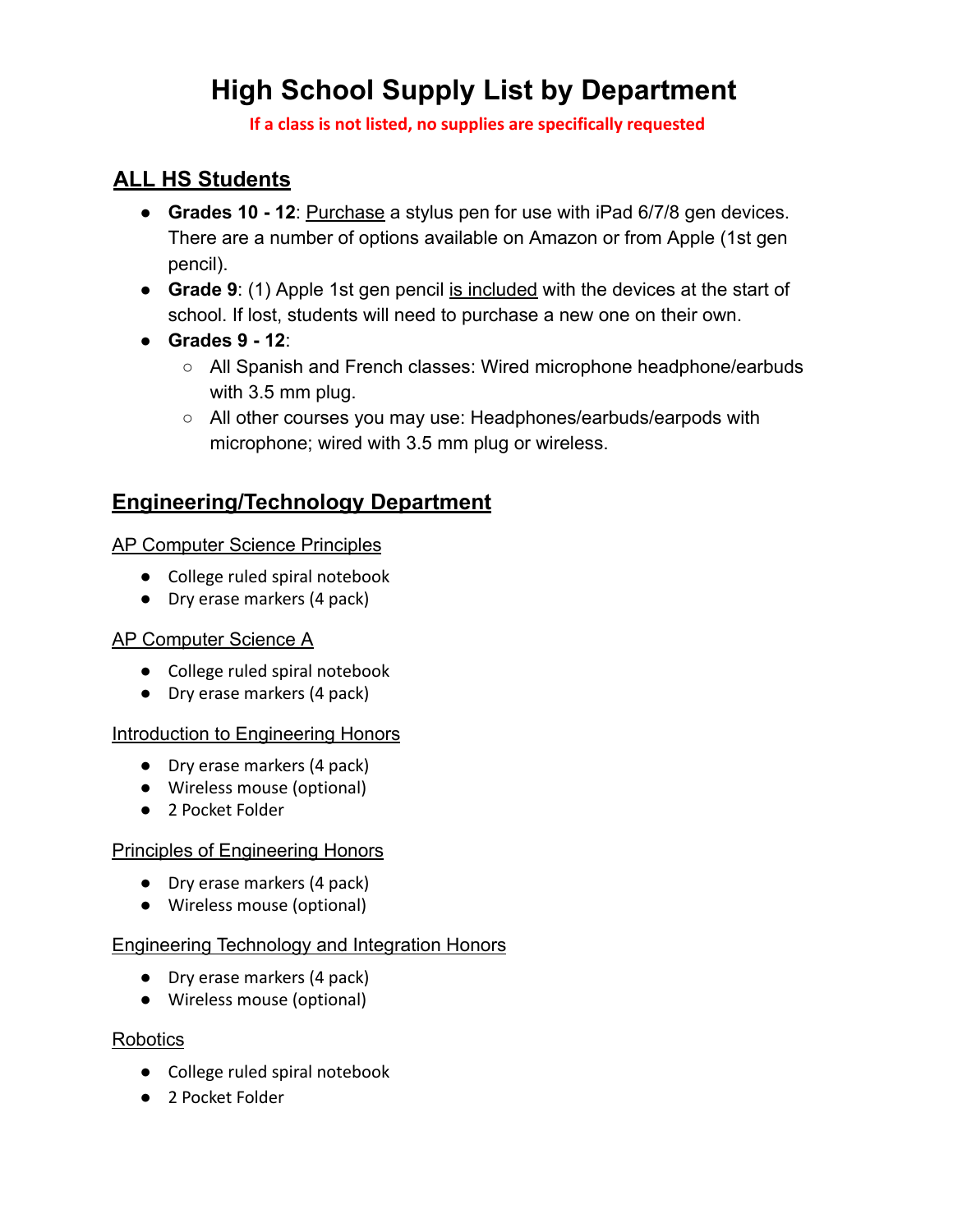# High School Supply List by Department

**If a class is not listed, no supplies are specifically requested**

## ALL HS Students

- **Grades 10 - 12**: Purchase a stylus pen for use with iPad 6/7/8 gen devices. There are a number of options available on Amazon or from Apple (1st gen pencil).
- **Grade 9**: (1) Apple 1st gen pencil is included with the devices at the start of school. If lost, students will need to purchase a new one on their own.
- **Grades 9 - 12**:
  - All Spanish and French classes: Wired microphone headphone/earbuds with 3.5 mm plug.
  - All other courses you may use: Headphones/earbuds/earpods with microphone; wired with 3.5 mm plug or wireless.

## Engineering/Technology Department

### AP Computer Science Principles

- College ruled spiral notebook
- Dry erase markers (4 pack)

### AP Computer Science A

- College ruled spiral notebook
- Dry erase markers (4 pack)

### Introduction to Engineering Honors

- Dry erase markers (4 pack)
- Wireless mouse (optional)
- 2 Pocket Folder

### Principles of Engineering Honors

- Dry erase markers (4 pack)
- Wireless mouse (optional)

### Engineering Technology and Integration Honors

- Dry erase markers (4 pack)
- Wireless mouse (optional)

### Robotics

- College ruled spiral notebook
- 2 Pocket Folder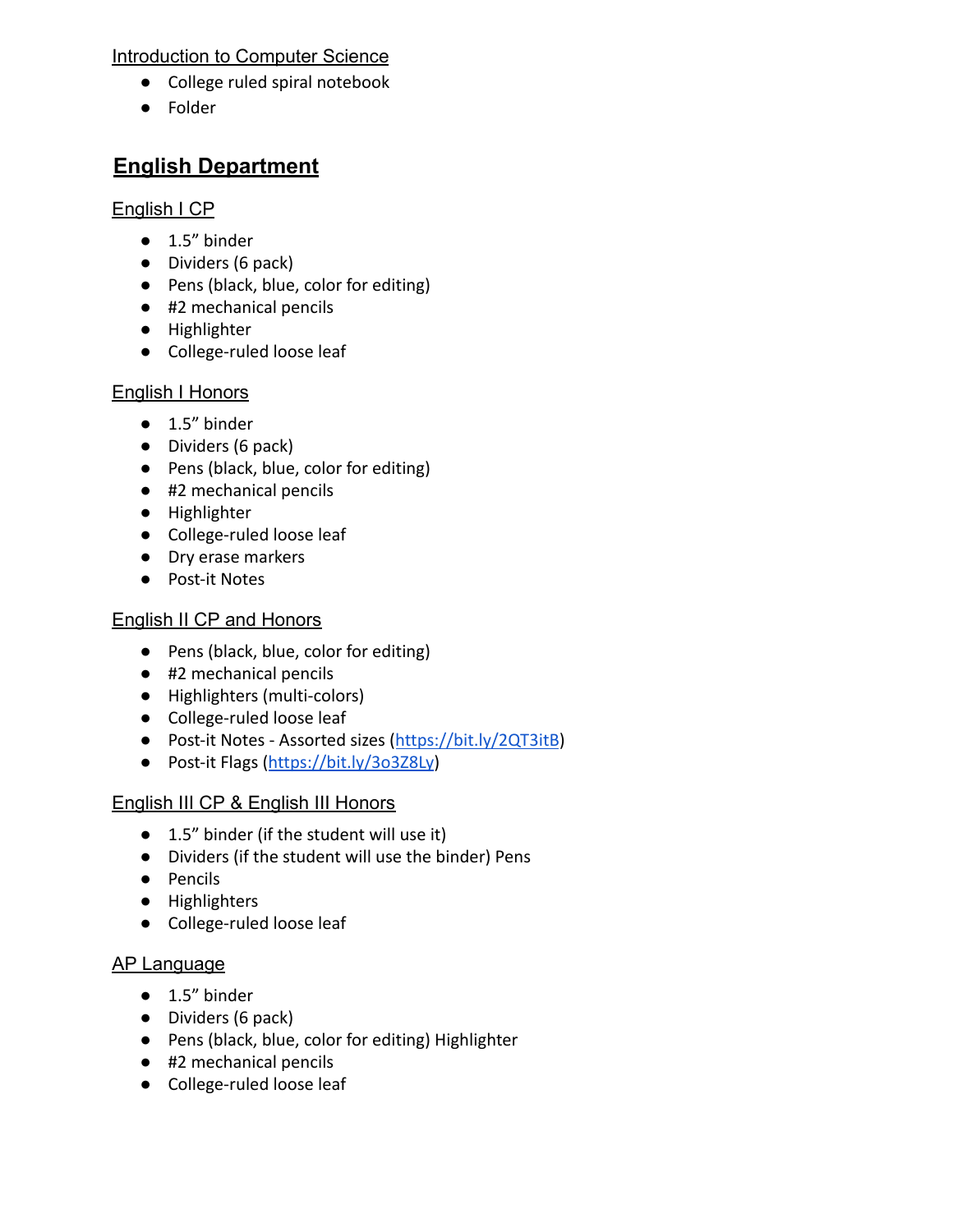Introduction to Computer Science

- College ruled spiral notebook
- Folder

## English Department

### English I CP

- 1.5" binder
- Dividers (6 pack)
- Pens (black, blue, color for editing)
- #2 mechanical pencils
- Highlighter
- College-ruled loose leaf

### English I Honors

- 1.5" binder
- Dividers (6 pack)
- Pens (black, blue, color for editing)
- #2 mechanical pencils
- Highlighter
- College-ruled loose leaf
- Dry erase markers
- Post-it Notes

### English II CP and Honors

- Pens (black, blue, color for editing)
- #2 mechanical pencils
- Highlighters (multi-colors)
- College-ruled loose leaf
- Post-it Notes - Assorted sizes (https://bit.ly/2QT3itB)
- Post-it Flags (https://bit.ly/3o3Z8Ly)

### English III CP & English III Honors

- 1.5" binder (if the student will use it)
- Dividers (if the student will use the binder) Pens
- Pencils
- Highlighters
- College-ruled loose leaf

### AP Language

- 1.5" binder
- Dividers (6 pack)
- Pens (black, blue, color for editing) Highlighter
- #2 mechanical pencils
- College-ruled loose leaf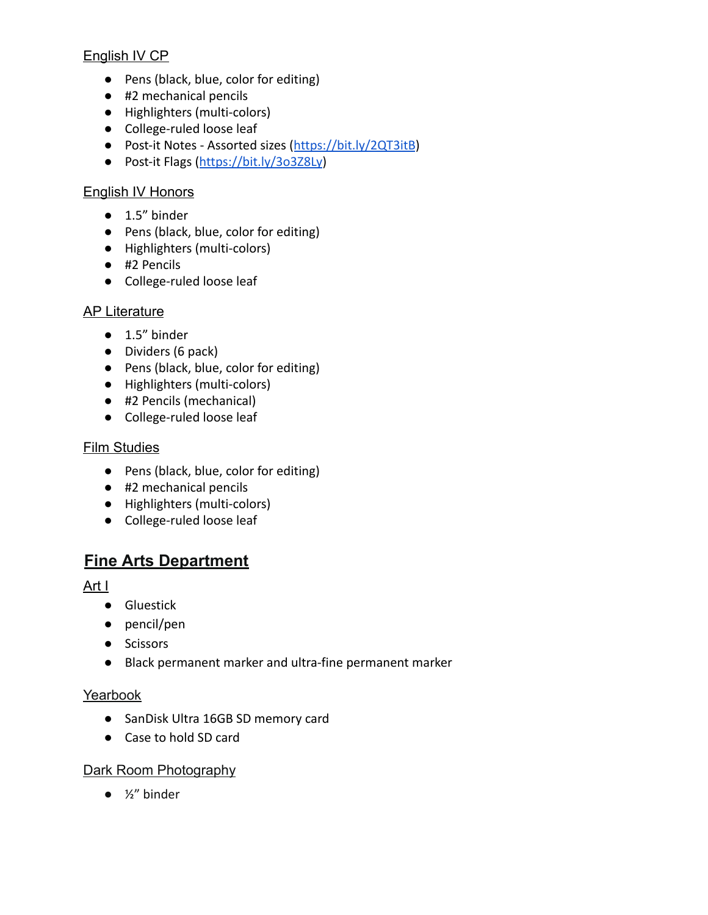### English IV CP

- Pens (black, blue, color for editing)
- #2 mechanical pencils
- Highlighters (multi-colors)
- College-ruled loose leaf
- Post-it Notes - Assorted sizes (https://bit.ly/2QT3itB)
- Post-it Flags (https://bit.ly/3o3Z8Ly)

### English IV Honors

- 1.5" binder
- Pens (black, blue, color for editing)
- Highlighters (multi-colors)
- #2 Pencils
- College-ruled loose leaf

### AP Literature

- 1.5" binder
- Dividers (6 pack)
- Pens (black, blue, color for editing)
- Highlighters (multi-colors)
- #2 Pencils (mechanical)
- College-ruled loose leaf

### Film Studies

- Pens (black, blue, color for editing)
- #2 mechanical pencils
- Highlighters (multi-colors)
- College-ruled loose leaf

## Fine Arts Department

### Art I

- Gluestick
- pencil/pen
- Scissors
- Black permanent marker and ultra-fine permanent marker

### Yearbook

- SanDisk Ultra 16GB SD memory card
- Case to hold SD card

### Dark Room Photography

- ½" binder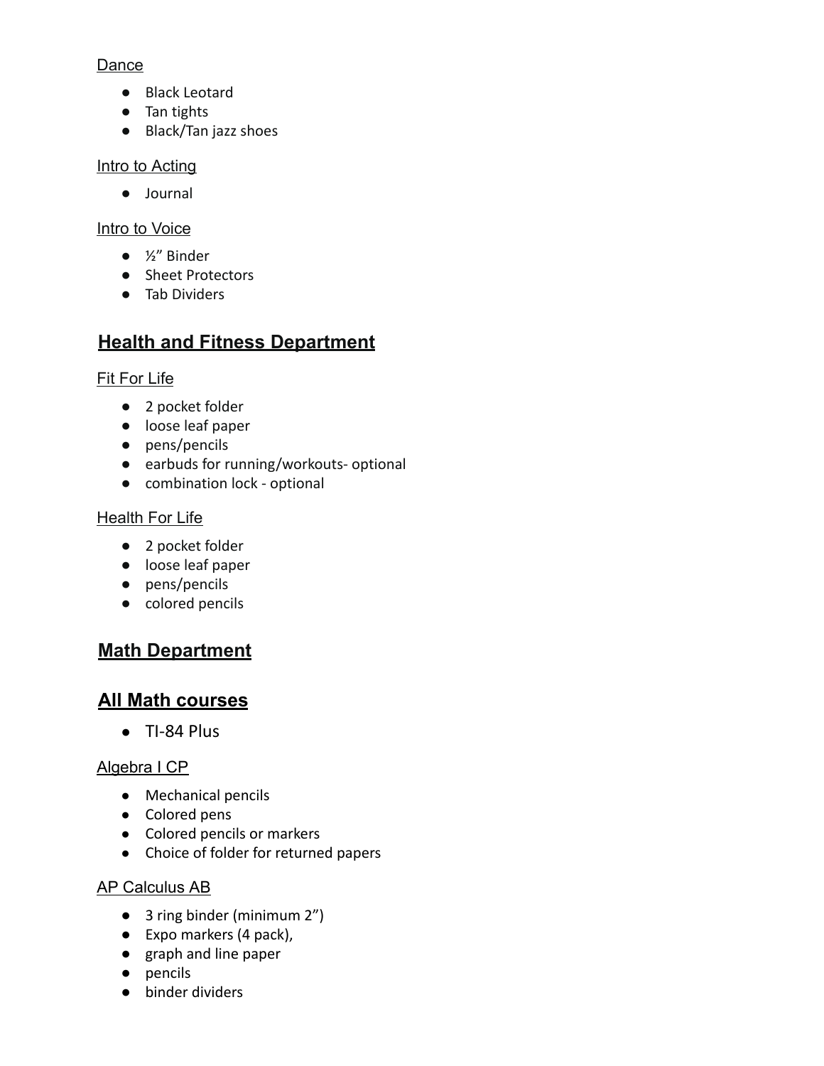### Dance

- Black Leotard
- Tan tights
- Black/Tan jazz shoes

### Intro to Acting

- Journal

### Intro to Voice

- ½” Binder
- Sheet Protectors
- Tab Dividers

## Health and Fitness Department

### Fit For Life

- 2 pocket folder
- loose leaf paper
- pens/pencils
- earbuds for running/workouts- optional
- combination lock - optional

### Health For Life

- 2 pocket folder
- loose leaf paper
- pens/pencils
- colored pencils

## Math Department

## All Math courses

- TI-84 Plus

### Algebra I CP

- Mechanical pencils
- Colored pens
- Colored pencils or markers
- Choice of folder for returned papers

### AP Calculus AB

- 3 ring binder (minimum 2”)
- Expo markers (4 pack),
- graph and line paper
- pencils
- binder dividers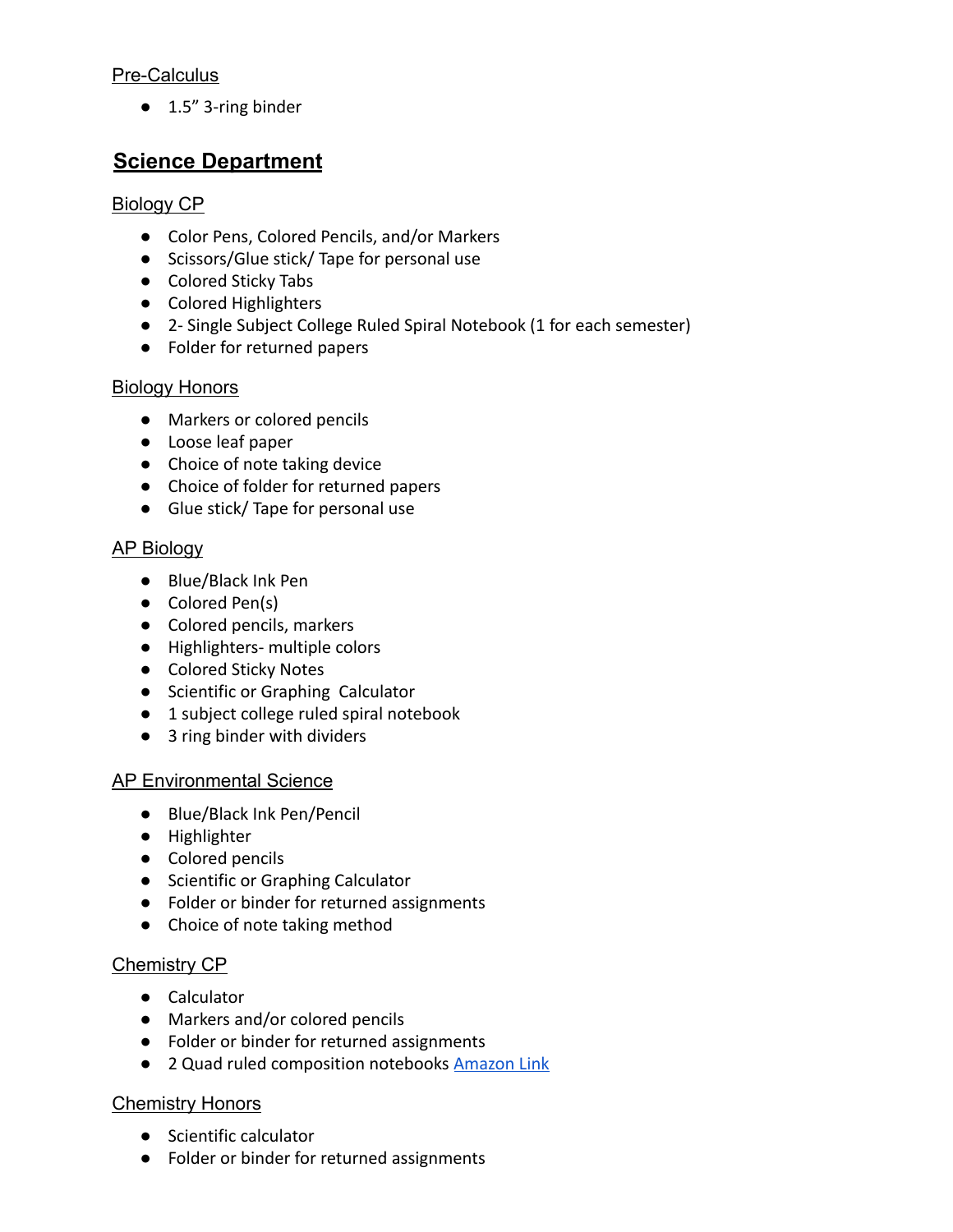### Pre-Calculus

- 1.5” 3-ring binder

## Science Department

### Biology CP

- Color Pens, Colored Pencils, and/or Markers
- Scissors/Glue stick/ Tape for personal use
- Colored Sticky Tabs
- Colored Highlighters
- 2- Single Subject College Ruled Spiral Notebook (1 for each semester)
- Folder for returned papers

### Biology Honors

- Markers or colored pencils
- Loose leaf paper
- Choice of note taking device
- Choice of folder for returned papers
- Glue stick/ Tape for personal use

### AP Biology

- Blue/Black Ink Pen
- Colored Pen(s)
- Colored pencils, markers
- Highlighters- multiple colors
- Colored Sticky Notes
- Scientific or Graphing Calculator
- 1 subject college ruled spiral notebook
- 3 ring binder with dividers

### AP Environmental Science

- Blue/Black Ink Pen/Pencil
- Highlighter
- Colored pencils
- Scientific or Graphing Calculator
- Folder or binder for returned assignments
- Choice of note taking method

### Chemistry CP

- Calculator
- Markers and/or colored pencils
- Folder or binder for returned assignments
- 2 Quad ruled composition notebooks Amazon Link

### Chemistry Honors

- Scientific calculator
- Folder or binder for returned assignments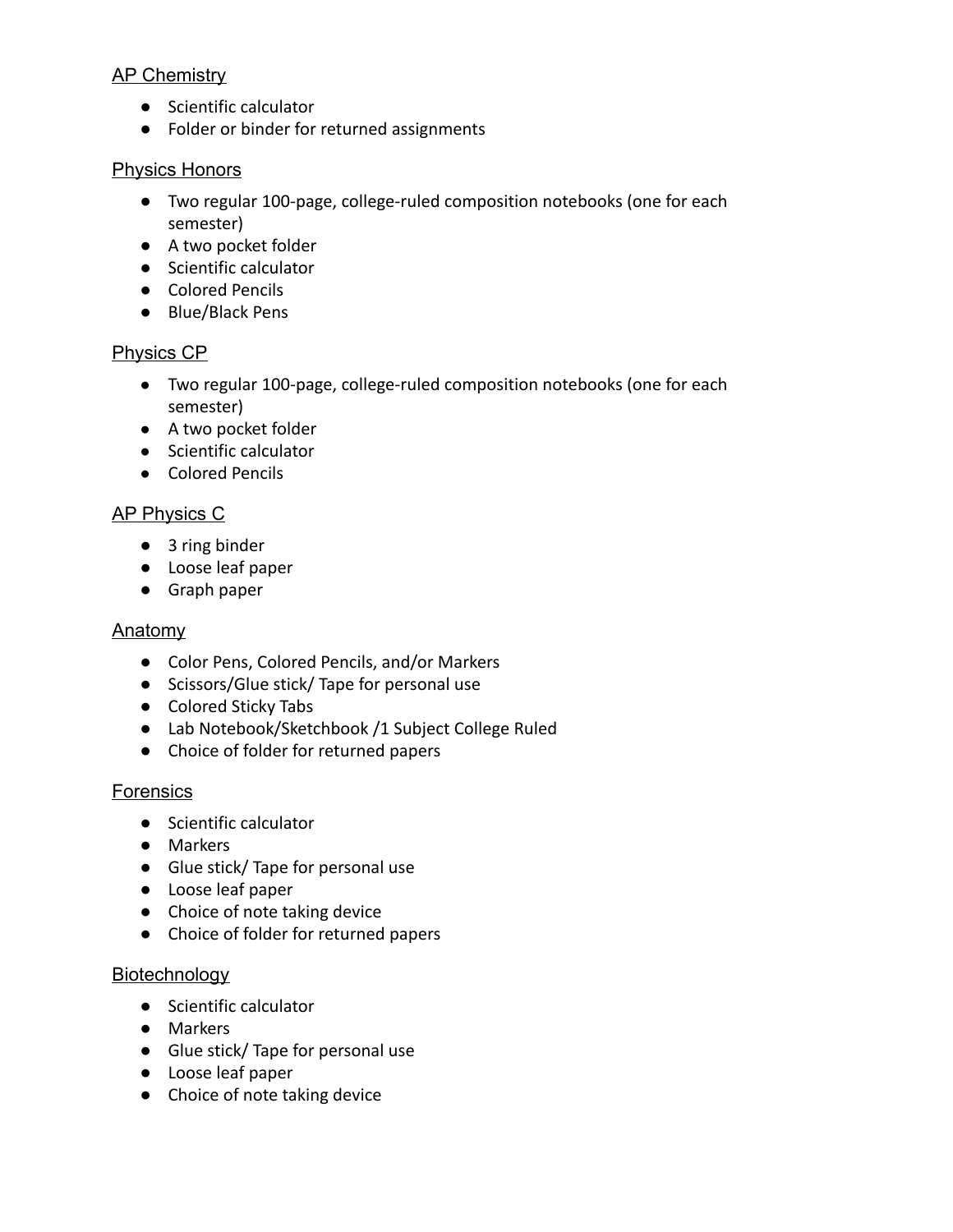## AP Chemistry

- Scientific calculator
- Folder or binder for returned assignments

## Physics Honors

- Two regular 100-page, college-ruled composition notebooks (one for each semester)
- A two pocket folder
- Scientific calculator
- Colored Pencils
- Blue/Black Pens

## Physics CP

- Two regular 100-page, college-ruled composition notebooks (one for each semester)
- A two pocket folder
- Scientific calculator
- Colored Pencils

## AP Physics C

- 3 ring binder
- Loose leaf paper
- Graph paper

## Anatomy

- Color Pens, Colored Pencils, and/or Markers
- Scissors/Glue stick/ Tape for personal use
- Colored Sticky Tabs
- Lab Notebook/Sketchbook /1 Subject College Ruled
- Choice of folder for returned papers

## Forensics

- Scientific calculator
- Markers
- Glue stick/ Tape for personal use
- Loose leaf paper
- Choice of note taking device
- Choice of folder for returned papers

## Biotechnology

- Scientific calculator
- Markers
- Glue stick/ Tape for personal use
- Loose leaf paper
- Choice of note taking device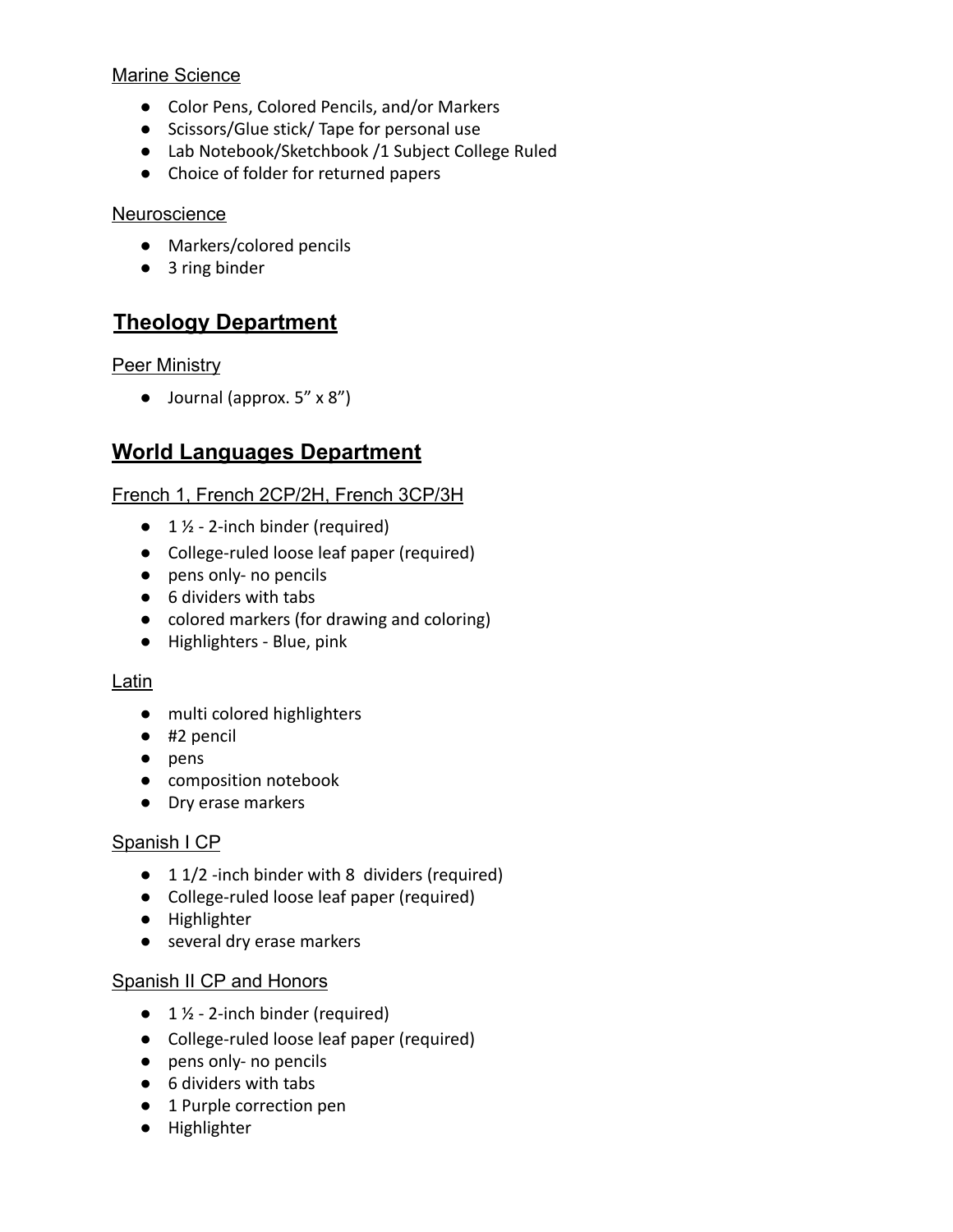### Marine Science

- Color Pens, Colored Pencils, and/or Markers
- Scissors/Glue stick/ Tape for personal use
- Lab Notebook/Sketchbook /1 Subject College Ruled
- Choice of folder for returned papers

### Neuroscience

- Markers/colored pencils
- 3 ring binder

## Theology Department

### Peer Ministry

- Journal (approx. 5” x 8”)

## World Languages Department

### French 1, French 2CP/2H, French 3CP/3H

- 1 ½ - 2-inch binder (required)
- College-ruled loose leaf paper (required)
- pens only- no pencils
- 6 dividers with tabs
- colored markers (for drawing and coloring)
- Highlighters - Blue, pink

### Latin

- multi colored highlighters
- #2 pencil
- pens
- composition notebook
- Dry erase markers

### Spanish I CP

- 1 1/2 -inch binder with 8 dividers (required)
- College-ruled loose leaf paper (required)
- Highlighter
- several dry erase markers

### Spanish II CP and Honors

- 1 ½ - 2-inch binder (required)
- College-ruled loose leaf paper (required)
- pens only- no pencils
- 6 dividers with tabs
- 1 Purple correction pen
- Highlighter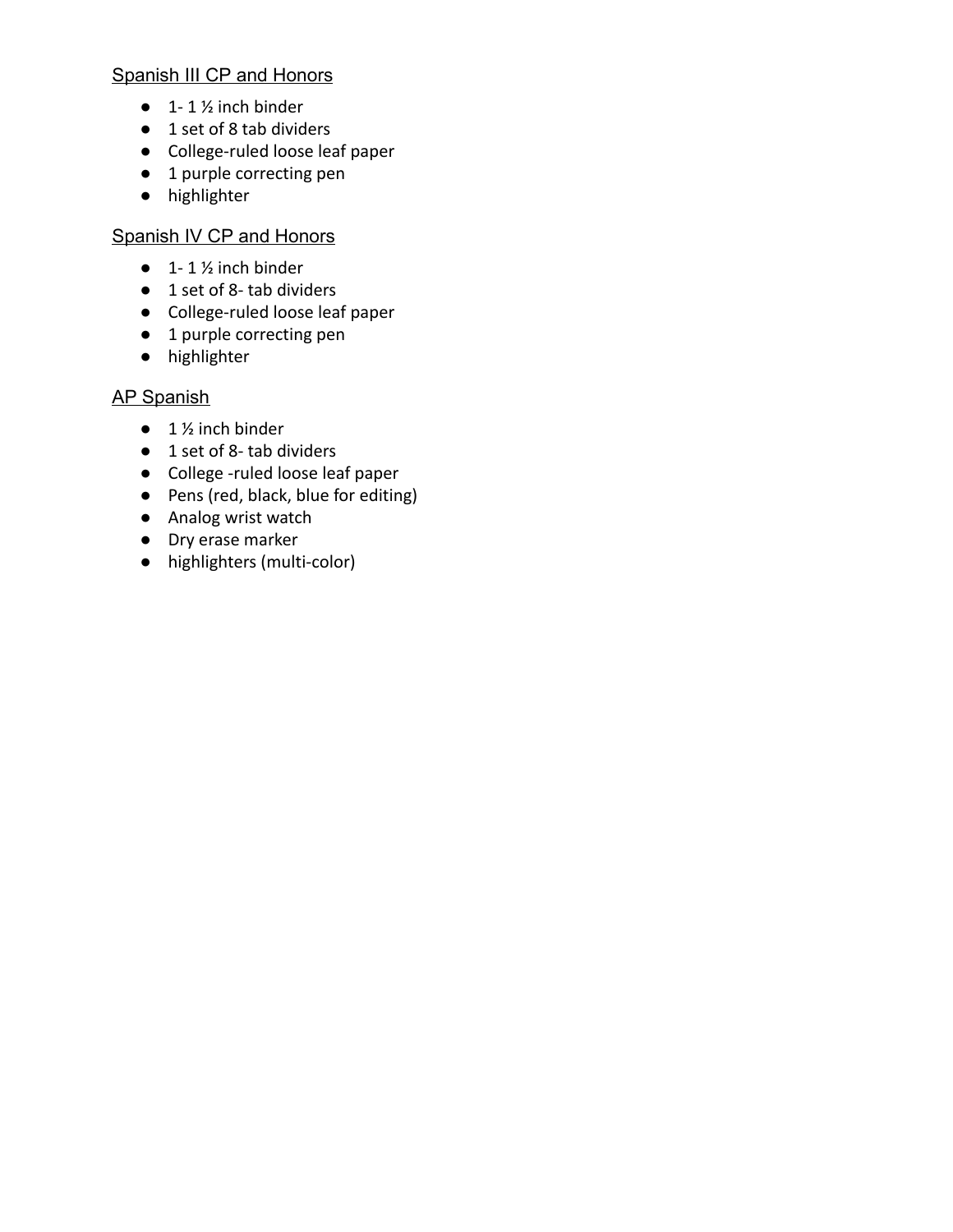## Spanish III CP and Honors

- 1- 1 ½ inch binder
- 1 set of 8 tab dividers
- College-ruled loose leaf paper
- 1 purple correcting pen
- highlighter

## Spanish IV CP and Honors

- 1- 1 ½ inch binder
- 1 set of 8- tab dividers
- College-ruled loose leaf paper
- 1 purple correcting pen
- highlighter

## AP Spanish

- 1 ½ inch binder
- 1 set of 8- tab dividers
- College -ruled loose leaf paper
- Pens (red, black, blue for editing)
- Analog wrist watch
- Dry erase marker
- highlighters (multi-color)